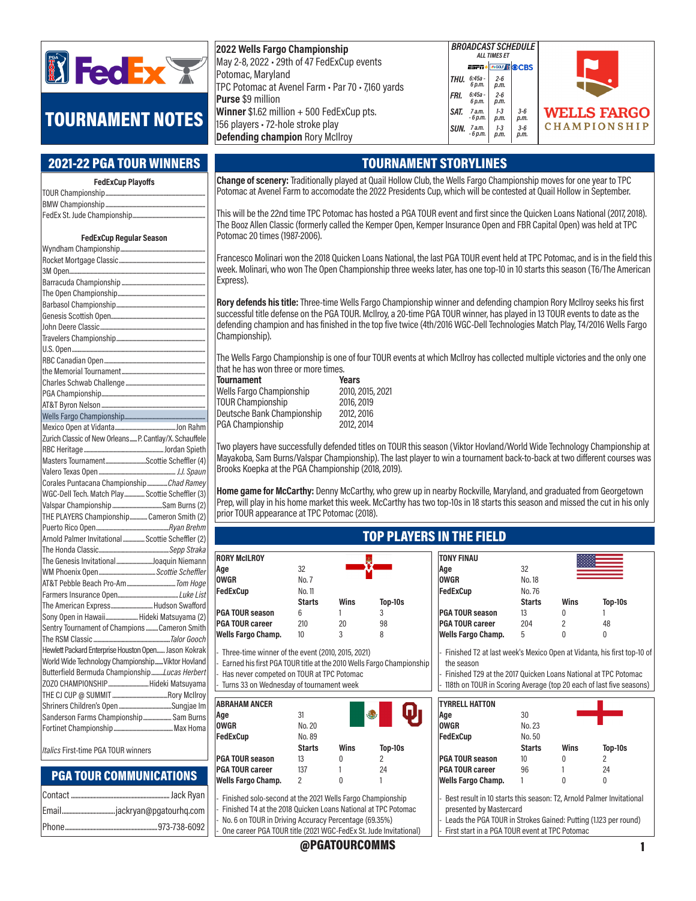# TOURNAMENT NOTES

**2022 Wells Fargo Championship**
May 2-8, 2022 • 29th of 47 FedExCup events
Potomac, Maryland
TPC Potomac at Avenel Farm • Par 70 • 7,160 yards
**Purse** $9 million
**Winner** $1.62 million + 500 FedExCup pts.
156 players • 72-hole stroke play
**Defending champion** Rory McIlroy

**BROADCAST SCHEDULE**
ALL TIMES ET

| | ESPN+ | GOLF | CBS |
|---|---|---|---|
| THU. | 6:45a - 6 p.m. | 2-6 p.m. | |
| FRI. | 6:45a - 6 p.m. | 2-6 p.m. | |
| SAT. | 7 a.m. - 6 p.m. | 1-3 p.m. | 3-6 p.m. |
| SUN. | 7 a.m. - 6 p.m. | 1-3 p.m. | 3-6 p.m. |

WELLS FARGO CHAMPIONSHIP

## 2021-22 PGA TOUR WINNERS

**FedExCup Playoffs**

| Tournament | Winner |
|---|---|
| TOUR Championship | |
| BMW Championship | |
| FedEx St. Jude Championship | |

**FedExCup Regular Season**

| Tournament | Winner |
|---|---|
| Wyndham Championship | |
| Rocket Mortgage Classic | |
| 3M Open | |
| Barracuda Championship | |
| The Open Championship | |
| Barbasol Championship | |
| Genesis Scottish Open | |
| John Deere Classic | |
| Travelers Championship | |
| U.S. Open | |
| RBC Canadian Open | |
| the Memorial Tournament | |
| Charles Schwab Challenge | |
| PGA Championship | |
| AT&T Byron Nelson | |
| Wells Fargo Championship | |
| Mexico Open at Vidanta | Jon Rahm |
| Zurich Classic of New Orleans | P. Cantlay/X. Schauffele |
| RBC Heritage | Jordan Spieth |
| Masters Tournament | Scottie Scheffler (4) |
| Valero Texas Open | *J.J. Spaun* |
| Corales Puntacana Championship | *Chad Ramey* |
| WGC-Dell Tech. Match Play | Scottie Scheffler (3) |
| Valspar Championship | Sam Burns (2) |
| THE PLAYERS Championship | Cameron Smith (2) |
| Puerto Rico Open | *Ryan Brehm* |
| Arnold Palmer Invitational | Scottie Scheffler (2) |
| The Honda Classic | *Sepp Straka* |
| The Genesis Invitational | Joaquin Niemann |
| WM Phoenix Open | *Scottie Scheffler* |
| AT&T Pebble Beach Pro-Am | *Tom Hoge* |
| Farmers Insurance Open | *Luke List* |
| The American Express | Hudson Swafford |
| Sony Open in Hawaii | Hideki Matsuyama (2) |
| Sentry Tournament of Champions | Cameron Smith |
| The RSM Classic | *Talor Gooch* |
| Hewlett Packard Enterprise Houston Open | Jason Kokrak |
| World Wide Technology Championship | Viktor Hovland |
| Butterfield Bermuda Championship | *Lucas Herbert* |
| ZOZO CHAMPIONSHIP | Hideki Matsuyama |
| THE CJ CUP @ SUMMIT | Rory McIlroy |
| Shriners Children's Open | Sungjae Im |
| Sanderson Farms Championship | Sam Burns |
| Fortinet Championship | Max Homa |

*Italics* First-time PGA TOUR winners

## PGA TOUR COMMUNICATIONS

Contact ........ Jack Ryan
Email ........ jackryan@pgatourhq.com
Phone ........ 973-738-6092

## TOURNAMENT STORYLINES

**Change of scenery:** Traditionally played at Quail Hollow Club, the Wells Fargo Championship moves for one year to TPC Potomac at Avenel Farm to accomodate the 2022 Presidents Cup, which will be contested at Quail Hollow in September.

This will be the 22nd time TPC Potomac has hosted a PGA TOUR event and first since the Quicken Loans National (2017, 2018). The Booz Allen Classic (formerly called the Kemper Open, Kemper Insurance Open and FBR Capital Open) was held at TPC Potomac 20 times (1987-2006).

Francesco Molinari won the 2018 Quicken Loans National, the last PGA TOUR event held at TPC Potomac, and is in the field this week. Molinari, who won The Open Championship three weeks later, has one top-10 in 10 starts this season (T6/The American Express).

**Rory defends his title:** Three-time Wells Fargo Championship winner and defending champion Rory McIlroy seeks his first successful title defense on the PGA TOUR. McIlroy, a 20-time PGA TOUR winner, has played in 13 TOUR events to date as the defending champion and has finished in the top five twice (4th/2016 WGC-Dell Technologies Match Play, T4/2016 Wells Fargo Championship).

The Wells Fargo Championship is one of four TOUR events at which McIlroy has collected multiple victories and the only one that he has won three or more times.

| Tournament | Years |
|---|---|
| Wells Fargo Championship | 2010, 2015, 2021 |
| TOUR Championship | 2016, 2019 |
| Deutsche Bank Championship | 2012, 2016 |
| PGA Championship | 2012, 2014 |

Two players have successfully defended titles on TOUR this season (Viktor Hovland/World Wide Technology Championship at Mayakoba, Sam Burns/Valspar Championship). The last player to win a tournament back-to-back at two different courses was Brooks Koepka at the PGA Championship (2018, 2019).

**Home game for McCarthy:** Denny McCarthy, who grew up in nearby Rockville, Maryland, and graduated from Georgetown Prep, will play in his home market this week. McCarthy has two top-10s in 18 starts this season and missed the cut in his only prior TOUR appearance at TPC Potomac (2018).

## TOP PLAYERS IN THE FIELD

**RORY McILROY**

| | | | |
|---|---|---|---|
| **Age** | 32 | | |
| **OWGR** | No. 7 | | |
| **FedExCup** | No. 11 | | |
| | **Starts** | **Wins** | **Top-10s** |
| **PGA TOUR season** | 6 | 1 | 3 |
| **PGA TOUR career** | 210 | 20 | 98 |
| **Wells Fargo Champ.** | 10 | 3 | 8 |

- Three-time winner of the event (2010, 2015, 2021)
- Earned his first PGA TOUR title at the 2010 Wells Fargo Championship
- Has never competed on TOUR at TPC Potomac
- Turns 33 on Wednesday of tournament week

**TONY FINAU**

| | | | |
|---|---|---|---|
| **Age** | 32 | | |
| **OWGR** | No. 18 | | |
| **FedExCup** | No. 76 | | |
| | **Starts** | **Wins** | **Top-10s** |
| **PGA TOUR season** | 13 | 0 | 1 |
| **PGA TOUR career** | 204 | 2 | 48 |
| **Wells Fargo Champ.** | 5 | 0 | 0 |

- Finished T2 at last week's Mexico Open at Vidanta, his first top-10 of the season
- Finished T29 at the 2017 Quicken Loans National at TPC Potomac
- 118th on TOUR in Scoring Average (top 20 each of last five seasons)

**ABRAHAM ANCER**

| | | | |
|---|---|---|---|
| **Age** | 31 | | |
| **OWGR** | No. 20 | | |
| **FedExCup** | No. 89 | | |
| | **Starts** | **Wins** | **Top-10s** |
| **PGA TOUR season** | 13 | 0 | 2 |
| **PGA TOUR career** | 137 | 1 | 24 |
| **Wells Fargo Champ.** | 2 | 0 | 1 |

- Finished solo-second at the 2021 Wells Fargo Championship
- Finished T4 at the 2018 Quicken Loans National at TPC Potomac
- No. 6 on TOUR in Driving Accuracy Percentage (69.35%)
- One career PGA TOUR title (2021 WGC-FedEx St. Jude Invitational)

**TYRRELL HATTON**

| | | | |
|---|---|---|---|
| **Age** | 30 | | |
| **OWGR** | No. 23 | | |
| **FedExCup** | No. 50 | | |
| | **Starts** | **Wins** | **Top-10s** |
| **PGA TOUR season** | 10 | 0 | 2 |
| **PGA TOUR career** | 96 | 1 | 24 |
| **Wells Fargo Champ.** | 1 | 0 | 0 |

- Best result in 10 starts this season: T2, Arnold Palmer Invitational presented by Mastercard
- Leads the PGA TOUR in Strokes Gained: Putting (1.123 per round)
- First start in a PGA TOUR event at TPC Potomac

@PGATOURCOMMS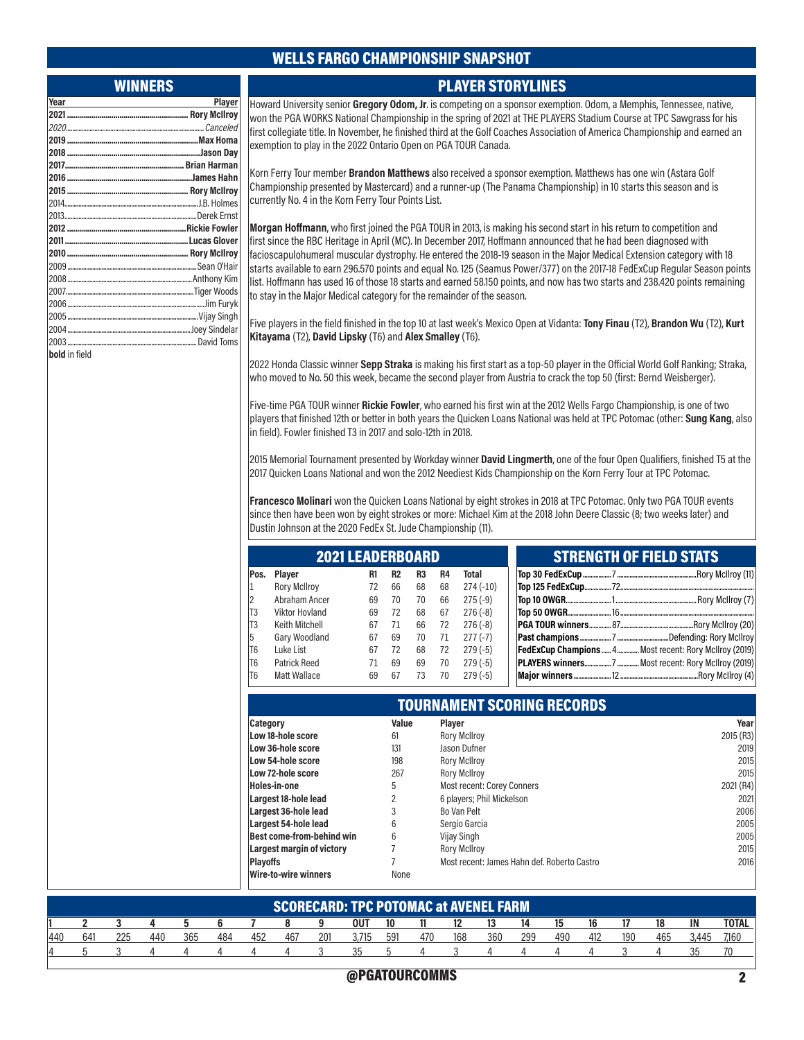# WELLS FARGO CHAMPIONSHIP SNAPSHOT

## WINNERS

| Year | Player |
|---|---|
| **2021** | **Rory McIlroy** |
| *2020* | *Canceled* |
| **2019** | **Max Homa** |
| **2018** | **Jason Day** |
| **2017** | **Brian Harman** |
| **2016** | **James Hahn** |
| **2015** | **Rory McIlroy** |
| 2014 | J.B. Holmes |
| 2013 | Derek Ernst |
| **2012** | **Rickie Fowler** |
| **2011** | **Lucas Glover** |
| **2010** | **Rory McIlroy** |
| 2009 | Sean O'Hair |
| 2008 | Anthony Kim |
| 2007 | Tiger Woods |
| 2006 | Jim Furyk |
| 2005 | Vijay Singh |
| 2004 | Joey Sindelar |
| 2003 | David Toms |

**bold** in field

## PLAYER STORYLINES

Howard University senior **Gregory Odom, Jr**. is competing on a sponsor exemption. Odom, a Memphis, Tennessee, native, won the PGA WORKS National Championship in the spring of 2021 at THE PLAYERS Stadium Course at TPC Sawgrass for his first collegiate title. In November, he finished third at the Golf Coaches Association of America Championship and earned an exemption to play in the 2022 Ontario Open on PGA TOUR Canada.

Korn Ferry Tour member **Brandon Matthews** also received a sponsor exemption. Matthews has one win (Astara Golf Championship presented by Mastercard) and a runner-up (The Panama Championship) in 10 starts this season and is currently No. 4 in the Korn Ferry Tour Points List.

**Morgan Hoffmann**, who first joined the PGA TOUR in 2013, is making his second start in his return to competition and first since the RBC Heritage in April (MC). In December 2017, Hoffmann announced that he had been diagnosed with facioscapulohumeral muscular dystrophy. He entered the 2018-19 season in the Major Medical Extension category with 18 starts available to earn 296.570 points and equal No. 125 (Seamus Power/377) on the 2017-18 FedExCup Regular Season points list. Hoffmann has used 16 of those 18 starts and earned 58.150 points, and now has two starts and 238.420 points remaining to stay in the Major Medical category for the remainder of the season.

Five players in the field finished in the top 10 at last week's Mexico Open at Vidanta: **Tony Finau** (T2), **Brandon Wu** (T2), **Kurt Kitayama** (T2), **David Lipsky** (T6) and **Alex Smalley** (T6).

2022 Honda Classic winner **Sepp Straka** is making his first start as a top-50 player in the Official World Golf Ranking; Straka, who moved to No. 50 this week, became the second player from Austria to crack the top 50 (first: Bernd Weisberger).

Five-time PGA TOUR winner **Rickie Fowler**, who earned his first win at the 2012 Wells Fargo Championship, is one of two players that finished 12th or better in both years the Quicken Loans National was held at TPC Potomac (other: **Sung Kang**, also in field). Fowler finished T3 in 2017 and solo-12th in 2018.

2015 Memorial Tournament presented by Workday winner **David Lingmerth**, one of the four Open Qualifiers, finished T5 at the 2017 Quicken Loans National and won the 2012 Neediest Kids Championship on the Korn Ferry Tour at TPC Potomac.

**Francesco Molinari** won the Quicken Loans National by eight strokes in 2018 at TPC Potomac. Only two PGA TOUR events since then have been won by eight strokes or more: Michael Kim at the 2018 John Deere Classic (8; two weeks later) and Dustin Johnson at the 2020 FedEx St. Jude Championship (11).

## 2021 LEADERBOARD

| Pos. | Player | R1 | R2 | R3 | R4 | Total |
|---|---|---|---|---|---|---|
| 1 | Rory McIlroy | 72 | 66 | 68 | 68 | 274 (-10) |
| 2 | Abraham Ancer | 69 | 70 | 70 | 66 | 275 (-9) |
| T3 | Viktor Hovland | 69 | 72 | 68 | 67 | 276 (-8) |
| T3 | Keith Mitchell | 67 | 71 | 66 | 72 | 276 (-8) |
| 5 | Gary Woodland | 67 | 69 | 70 | 71 | 277 (-7) |
| T6 | Luke List | 67 | 72 | 68 | 72 | 279 (-5) |
| T6 | Patrick Reed | 71 | 69 | 69 | 70 | 279 (-5) |
| T6 | Matt Wallace | 69 | 67 | 73 | 70 | 279 (-5) |

## STRENGTH OF FIELD STATS

| Category | Number | Notes |
|---|---|---|
| **Top 30 FedExCup** | 7 | Rory McIlroy (11) |
| **Top 125 FedExCup** | 72 | |
| **Top 10 OWGR** | 1 | Rory McIlroy (7) |
| **Top 50 OWGR** | 16 | |
| **PGA TOUR winners** | 87 | Rory McIlroy (20) |
| **Past champions** | 7 | Defending: Rory McIlroy |
| **FedExCup Champions** | 4 | Most recent: Rory McIlroy (2019) |
| **PLAYERS winners** | 7 | Most recent: Rory McIlroy (2019) |
| **Major winners** | 12 | Rory McIlroy (4) |

## TOURNAMENT SCORING RECORDS

| Category | Value | Player | Year |
|---|---|---|---|
| **Low 18-hole score** | 61 | Rory McIlroy | 2015 (R3) |
| **Low 36-hole score** | 131 | Jason Dufner | 2019 |
| **Low 54-hole score** | 198 | Rory McIlroy | 2015 |
| **Low 72-hole score** | 267 | Rory McIlroy | 2015 |
| **Holes-in-one** | 5 | Most recent: Corey Conners | 2021 (R4) |
| **Largest 18-hole lead** | 2 | 6 players; Phil Mickelson | 2021 |
| **Largest 36-hole lead** | 3 | Bo Van Pelt | 2006 |
| **Largest 54-hole lead** | 6 | Sergio Garcia | 2005 |
| **Best come-from-behind win** | 6 | Vijay Singh | 2005 |
| **Largest margin of victory** | 7 | Rory McIlroy | 2015 |
| **Playoffs** | 7 | Most recent: James Hahn def. Roberto Castro | 2016 |
| **Wire-to-wire winners** | None | | |

## SCORECARD: TPC POTOMAC at AVENEL FARM

| 1 | 2 | 3 | 4 | 5 | 6 | 7 | 8 | 9 | OUT | 10 | 11 | 12 | 13 | 14 | 15 | 16 | 17 | 18 | IN | TOTAL |
|---|---|---|---|---|---|---|---|---|---|---|---|---|---|---|---|---|---|---|---|---|
| 440 | 641 | 225 | 440 | 365 | 484 | 452 | 467 | 201 | 3,715 | 591 | 470 | 168 | 360 | 299 | 490 | 412 | 190 | 465 | 3,445 | 7,160 |
| 4 | 5 | 3 | 4 | 4 | 4 | 4 | 4 | 3 | 35 | 5 | 4 | 3 | 4 | 4 | 4 | 4 | 3 | 4 | 35 | 70 |

@PGATOURCOMMS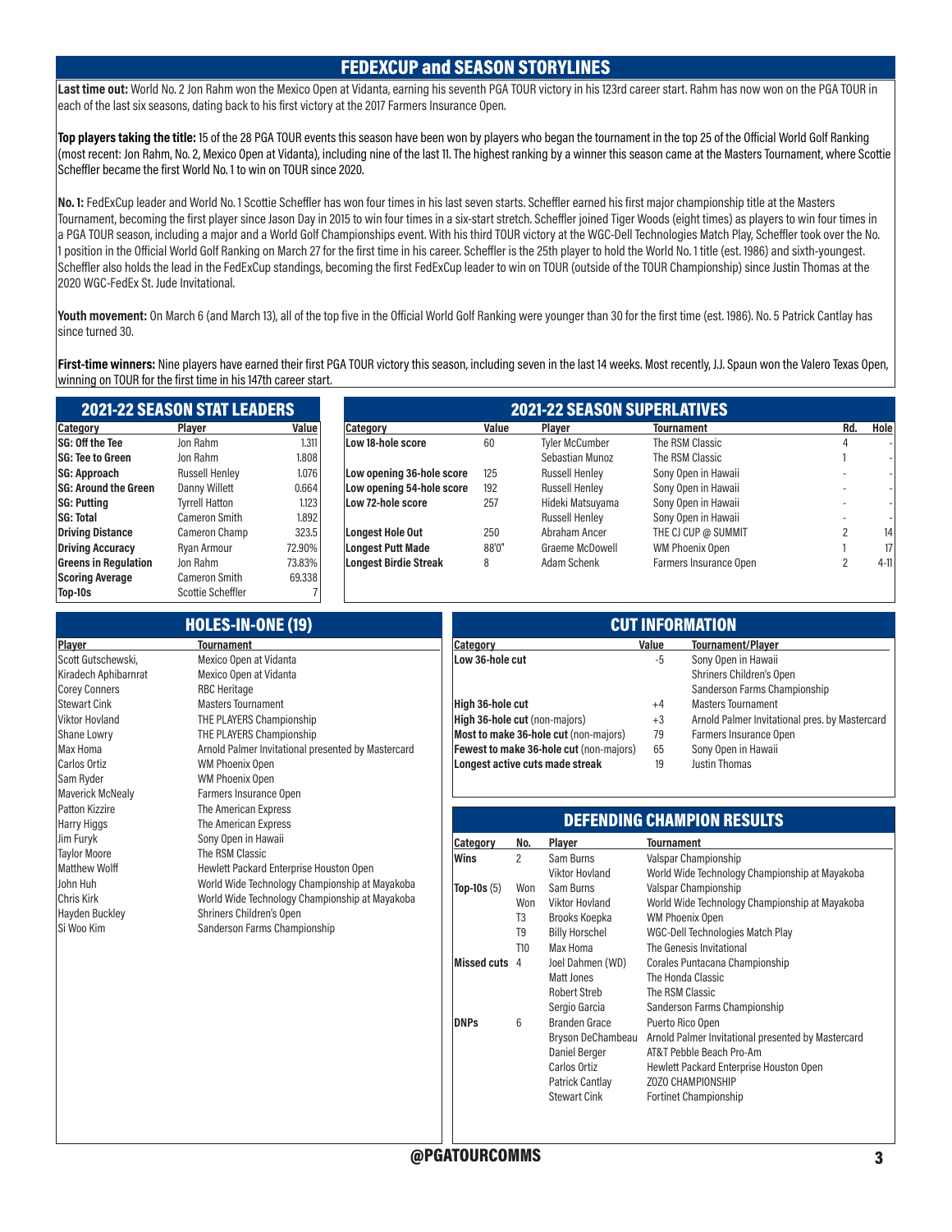## FEDEXCUP and SEASON STORYLINES

**Last time out:** World No. 2 Jon Rahm won the Mexico Open at Vidanta, earning his seventh PGA TOUR victory in his 123rd career start. Rahm has now won on the PGA TOUR in each of the last six seasons, dating back to his first victory at the 2017 Farmers Insurance Open.

**Top players taking the title:** 15 of the 28 PGA TOUR events this season have been won by players who began the tournament in the top 25 of the Official World Golf Ranking (most recent: Jon Rahm, No. 2, Mexico Open at Vidanta), including nine of the last 11. The highest ranking by a winner this season came at the Masters Tournament, where Scottie Scheffler became the first World No. 1 to win on TOUR since 2020.

**No. 1:** FedExCup leader and World No. 1 Scottie Scheffler has won four times in his last seven starts. Scheffler earned his first major championship title at the Masters Tournament, becoming the first player since Jason Day in 2015 to win four times in a six-start stretch. Scheffler joined Tiger Woods (eight times) as players to win four times in a PGA TOUR season, including a major and a World Golf Championships event. With his third TOUR victory at the WGC-Dell Technologies Match Play, Scheffler took over the No. 1 position in the Official World Golf Ranking on March 27 for the first time in his career. Scheffler is the 25th player to hold the World No. 1 title (est. 1986) and sixth-youngest. Scheffler also holds the lead in the FedExCup standings, becoming the first FedExCup leader to win on TOUR (outside of the TOUR Championship) since Justin Thomas at the 2020 WGC-FedEx St. Jude Invitational.

**Youth movement:** On March 6 (and March 13), all of the top five in the Official World Golf Ranking were younger than 30 for the first time (est. 1986). No. 5 Patrick Cantlay has since turned 30.

**First-time winners:** Nine players have earned their first PGA TOUR victory this season, including seven in the last 14 weeks. Most recently, J.J. Spaun won the Valero Texas Open, winning on TOUR for the first time in his 147th career start.

## 2021-22 SEASON STAT LEADERS

| Category | Player | Value |
|---|---|---|
| SG: Off the Tee | Jon Rahm | 1.311 |
| SG: Tee to Green | Jon Rahm | 1.808 |
| SG: Approach | Russell Henley | 1.076 |
| SG: Around the Green | Danny Willett | 0.664 |
| SG: Putting | Tyrrell Hatton | 1.123 |
| SG: Total | Cameron Smith | 1.892 |
| Driving Distance | Cameron Champ | 323.5 |
| Driving Accuracy | Ryan Armour | 72.90% |
| Greens in Regulation | Jon Rahm | 73.83% |
| Scoring Average | Cameron Smith | 69.338 |
| Top-10s | Scottie Scheffler | 7 |

## 2021-22 SEASON SUPERLATIVES

| Category | Value | Player | Tournament | Rd. | Hole |
|---|---|---|---|---|---|
| Low 18-hole score | 60 | Tyler McCumber | The RSM Classic | 4 | - |
| | | Sebastian Munoz | The RSM Classic | 1 | - |
| Low opening 36-hole score | 125 | Russell Henley | Sony Open in Hawaii | - | - |
| Low opening 54-hole score | 192 | Russell Henley | Sony Open in Hawaii | - | - |
| Low 72-hole score | 257 | Hideki Matsuyama | Sony Open in Hawaii | - | - |
| | | Russell Henley | Sony Open in Hawaii | - | - |
| Longest Hole Out | 250 | Abraham Ancer | THE CJ CUP @ SUMMIT | 2 | 14 |
| Longest Putt Made | 88'0" | Graeme McDowell | WM Phoenix Open | 1 | 17 |
| Longest Birdie Streak | 8 | Adam Schenk | Farmers Insurance Open | 2 | 4-11 |

## HOLES-IN-ONE (19)

| Player | Tournament |
|---|---|
| Scott Gutschewski, | Mexico Open at Vidanta |
| Kiradech Aphibarnrat | Mexico Open at Vidanta |
| Corey Conners | RBC Heritage |
| Stewart Cink | Masters Tournament |
| Viktor Hovland | THE PLAYERS Championship |
| Shane Lowry | THE PLAYERS Championship |
| Max Homa | Arnold Palmer Invitational presented by Mastercard |
| Carlos Ortiz | WM Phoenix Open |
| Sam Ryder | WM Phoenix Open |
| Maverick McNealy | Farmers Insurance Open |
| Patton Kizzire | The American Express |
| Harry Higgs | The American Express |
| Jim Furyk | Sony Open in Hawaii |
| Taylor Moore | The RSM Classic |
| Matthew Wolff | Hewlett Packard Enterprise Houston Open |
| John Huh | World Wide Technology Championship at Mayakoba |
| Chris Kirk | World Wide Technology Championship at Mayakoba |
| Hayden Buckley | Shriners Children's Open |
| Si Woo Kim | Sanderson Farms Championship |

## CUT INFORMATION

| Category | Value | Tournament/Player |
|---|---|---|
| Low 36-hole cut | -5 | Sony Open in Hawaii |
| | | Shriners Children's Open |
| | | Sanderson Farms Championship |
| High 36-hole cut | +4 | Masters Tournament |
| High 36-hole cut (non-majors) | +3 | Arnold Palmer Invitational pres. by Mastercard |
| Most to make 36-hole cut (non-majors) | 79 | Farmers Insurance Open |
| Fewest to make 36-hole cut (non-majors) | 65 | Sony Open in Hawaii |
| Longest active cuts made streak | 19 | Justin Thomas |

## DEFENDING CHAMPION RESULTS

| Category | No. | Player | Tournament |
|---|---|---|---|
| Wins | 2 | Sam Burns | Valspar Championship |
| | | Viktor Hovland | World Wide Technology Championship at Mayakoba |
| Top-10s (5) | Won | Sam Burns | Valspar Championship |
| | Won | Viktor Hovland | World Wide Technology Championship at Mayakoba |
| | T3 | Brooks Koepka | WM Phoenix Open |
| | T9 | Billy Horschel | WGC-Dell Technologies Match Play |
| | T10 | Max Homa | The Genesis Invitational |
| Missed cuts | 4 | Joel Dahmen (WD) | Corales Puntacana Championship |
| | | Matt Jones | The Honda Classic |
| | | Robert Streb | The RSM Classic |
| | | Sergio Garcia | Sanderson Farms Championship |
| DNPs | 6 | Branden Grace | Puerto Rico Open |
| | | Bryson DeChambeau | Arnold Palmer Invitational presented by Mastercard |
| | | Daniel Berger | AT&T Pebble Beach Pro-Am |
| | | Carlos Ortiz | Hewlett Packard Enterprise Houston Open |
| | | Patrick Cantlay | ZOZO CHAMPIONSHIP |
| | | Stewart Cink | Fortinet Championship |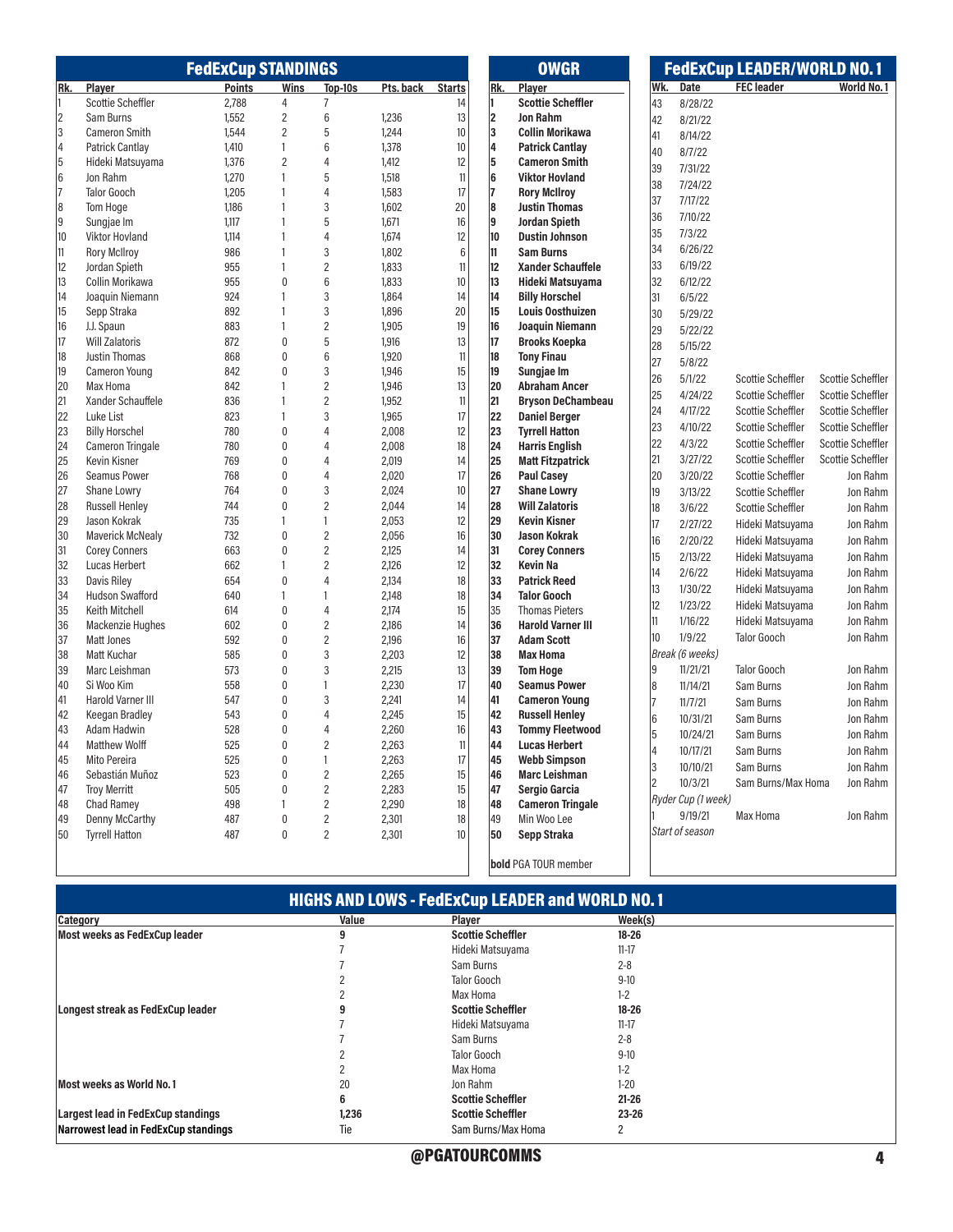## FedExCup STANDINGS

| Rk. | Player | Points | Wins | Top-10s | Pts. back | Starts |
|---|---|---|---|---|---|---|
| 1 | Scottie Scheffler | 2,788 | 4 | 7 | | 14 |
| 2 | Sam Burns | 1,552 | 2 | 6 | 1,236 | 13 |
| 3 | Cameron Smith | 1,544 | 2 | 5 | 1,244 | 10 |
| 4 | Patrick Cantlay | 1,410 | 1 | 6 | 1,378 | 10 |
| 5 | Hideki Matsuyama | 1,376 | 2 | 4 | 1,412 | 12 |
| 6 | Jon Rahm | 1,270 | 1 | 5 | 1,518 | 11 |
| 7 | Talor Gooch | 1,205 | 1 | 4 | 1,583 | 17 |
| 8 | Tom Hoge | 1,186 | 1 | 3 | 1,602 | 20 |
| 9 | Sungjae Im | 1,117 | 1 | 5 | 1,671 | 16 |
| 10 | Viktor Hovland | 1,114 | 1 | 4 | 1,674 | 12 |
| 11 | Rory McIlroy | 986 | 1 | 3 | 1,802 | 6 |
| 12 | Jordan Spieth | 955 | 1 | 2 | 1,833 | 11 |
| 13 | Collin Morikawa | 955 | 0 | 6 | 1,833 | 10 |
| 14 | Joaquin Niemann | 924 | 1 | 3 | 1,864 | 14 |
| 15 | Sepp Straka | 892 | 1 | 3 | 1,896 | 20 |
| 16 | J.J. Spaun | 883 | 1 | 2 | 1,905 | 19 |
| 17 | Will Zalatoris | 872 | 0 | 5 | 1,916 | 13 |
| 18 | Justin Thomas | 868 | 0 | 6 | 1,920 | 11 |
| 19 | Cameron Young | 842 | 0 | 3 | 1,946 | 15 |
| 20 | Max Homa | 842 | 1 | 2 | 1,946 | 13 |
| 21 | Xander Schauffele | 836 | 1 | 2 | 1,952 | 11 |
| 22 | Luke List | 823 | 1 | 3 | 1,965 | 17 |
| 23 | Billy Horschel | 780 | 0 | 4 | 2,008 | 12 |
| 24 | Cameron Tringale | 780 | 0 | 4 | 2,008 | 18 |
| 25 | Kevin Kisner | 769 | 0 | 4 | 2,019 | 14 |
| 26 | Seamus Power | 768 | 0 | 4 | 2,020 | 17 |
| 27 | Shane Lowry | 764 | 0 | 3 | 2,024 | 10 |
| 28 | Russell Henley | 744 | 0 | 2 | 2,044 | 14 |
| 29 | Jason Kokrak | 735 | 1 | 1 | 2,053 | 12 |
| 30 | Maverick McNealy | 732 | 0 | 2 | 2,056 | 16 |
| 31 | Corey Conners | 663 | 0 | 2 | 2,125 | 14 |
| 32 | Lucas Herbert | 662 | 1 | 2 | 2,126 | 12 |
| 33 | Davis Riley | 654 | 0 | 4 | 2,134 | 18 |
| 34 | Hudson Swafford | 640 | 1 | 1 | 2,148 | 18 |
| 35 | Keith Mitchell | 614 | 0 | 4 | 2,174 | 15 |
| 36 | Mackenzie Hughes | 602 | 0 | 2 | 2,186 | 14 |
| 37 | Matt Jones | 592 | 0 | 2 | 2,196 | 16 |
| 38 | Matt Kuchar | 585 | 0 | 3 | 2,203 | 12 |
| 39 | Marc Leishman | 573 | 0 | 3 | 2,215 | 13 |
| 40 | Si Woo Kim | 558 | 0 | 1 | 2,230 | 17 |
| 41 | Harold Varner III | 547 | 0 | 3 | 2,241 | 14 |
| 42 | Keegan Bradley | 543 | 0 | 4 | 2,245 | 15 |
| 43 | Adam Hadwin | 528 | 0 | 4 | 2,260 | 16 |
| 44 | Matthew Wolff | 525 | 0 | 2 | 2,263 | 11 |
| 45 | Mito Pereira | 525 | 0 | 1 | 2,263 | 17 |
| 46 | Sebastián Muñoz | 523 | 0 | 2 | 2,265 | 15 |
| 47 | Troy Merritt | 505 | 0 | 2 | 2,283 | 15 |
| 48 | Chad Ramey | 498 | 1 | 2 | 2,290 | 18 |
| 49 | Denny McCarthy | 487 | 0 | 2 | 2,301 | 18 |
| 50 | Tyrrell Hatton | 487 | 0 | 2 | 2,301 | 10 |

## OWGR

| Rk. | Player |
|---|---|
| 1 | **Scottie Scheffler** |
| 2 | **Jon Rahm** |
| 3 | **Collin Morikawa** |
| 4 | **Patrick Cantlay** |
| 5 | **Cameron Smith** |
| 6 | **Viktor Hovland** |
| 7 | **Rory McIlroy** |
| 8 | **Justin Thomas** |
| 9 | **Jordan Spieth** |
| 10 | **Dustin Johnson** |
| 11 | **Sam Burns** |
| 12 | **Xander Schauffele** |
| 13 | **Hideki Matsuyama** |
| 14 | **Billy Horschel** |
| 15 | **Louis Oosthuizen** |
| 16 | **Joaquin Niemann** |
| 17 | **Brooks Koepka** |
| 18 | **Tony Finau** |
| 19 | **Sungjae Im** |
| 20 | **Abraham Ancer** |
| 21 | **Bryson DeChambeau** |
| 22 | **Daniel Berger** |
| 23 | **Tyrrell Hatton** |
| 24 | **Harris English** |
| 25 | **Matt Fitzpatrick** |
| 26 | **Paul Casey** |
| 27 | **Shane Lowry** |
| 28 | **Will Zalatoris** |
| 29 | **Kevin Kisner** |
| 30 | **Jason Kokrak** |
| 31 | **Corey Conners** |
| 32 | **Kevin Na** |
| 33 | **Patrick Reed** |
| 34 | **Talor Gooch** |
| 35 | Thomas Pieters |
| 36 | **Harold Varner III** |
| 37 | **Adam Scott** |
| 38 | **Max Homa** |
| 39 | **Tom Hoge** |
| 40 | **Seamus Power** |
| 41 | **Cameron Young** |
| 42 | **Russell Henley** |
| 43 | **Tommy Fleetwood** |
| 44 | **Lucas Herbert** |
| 45 | **Webb Simpson** |
| 46 | **Marc Leishman** |
| 47 | **Sergio Garcia** |
| 48 | **Cameron Tringale** |
| 49 | Min Woo Lee |
| 50 | **Sepp Straka** |

**bold** PGA TOUR member

## FedExCup LEADER/WORLD NO. 1

| Wk. | Date | FEC leader | World No. 1 |
|---|---|---|---|
| 43 | 8/28/22 | | |
| 42 | 8/21/22 | | |
| 41 | 8/14/22 | | |
| 40 | 8/7/22 | | |
| 39 | 7/31/22 | | |
| 38 | 7/24/22 | | |
| 37 | 7/17/22 | | |
| 36 | 7/10/22 | | |
| 35 | 7/3/22 | | |
| 34 | 6/26/22 | | |
| 33 | 6/19/22 | | |
| 32 | 6/12/22 | | |
| 31 | 6/5/22 | | |
| 30 | 5/29/22 | | |
| 29 | 5/22/22 | | |
| 28 | 5/15/22 | | |
| 27 | 5/8/22 | | |
| 26 | 5/1/22 | Scottie Scheffler | Scottie Scheffler |
| 25 | 4/24/22 | Scottie Scheffler | Scottie Scheffler |
| 24 | 4/17/22 | Scottie Scheffler | Scottie Scheffler |
| 23 | 4/10/22 | Scottie Scheffler | Scottie Scheffler |
| 22 | 4/3/22 | Scottie Scheffler | Scottie Scheffler |
| 21 | 3/27/22 | Scottie Scheffler | Scottie Scheffler |
| 20 | 3/20/22 | Scottie Scheffler | Jon Rahm |
| 19 | 3/13/22 | Scottie Scheffler | Jon Rahm |
| 18 | 3/6/22 | Scottie Scheffler | Jon Rahm |
| 17 | 2/27/22 | Hideki Matsuyama | Jon Rahm |
| 16 | 2/20/22 | Hideki Matsuyama | Jon Rahm |
| 15 | 2/13/22 | Hideki Matsuyama | Jon Rahm |
| 14 | 2/6/22 | Hideki Matsuyama | Jon Rahm |
| 13 | 1/30/22 | Hideki Matsuyama | Jon Rahm |
| 12 | 1/23/22 | Hideki Matsuyama | Jon Rahm |
| 11 | 1/16/22 | Hideki Matsuyama | Jon Rahm |
| 10 | 1/9/22 | Talor Gooch | Jon Rahm |
| *Break (6 weeks)* | | | |
| 9 | 11/21/21 | Talor Gooch | Jon Rahm |
| 8 | 11/14/21 | Sam Burns | Jon Rahm |
| 7 | 11/7/21 | Sam Burns | Jon Rahm |
| 6 | 10/31/21 | Sam Burns | Jon Rahm |
| 5 | 10/24/21 | Sam Burns | Jon Rahm |
| 4 | 10/17/21 | Sam Burns | Jon Rahm |
| 3 | 10/10/21 | Sam Burns | Jon Rahm |
| 2 | 10/3/21 | Sam Burns/Max Homa | Jon Rahm |
| *Ryder Cup (1 week)* | | | |
| 1 | 9/19/21 | Max Homa | Jon Rahm |
| *Start of season* | | | |

## HIGHS AND LOWS - FedExCup LEADER and WORLD NO. 1

| Category | Value | Player | Week(s) |
|---|---|---|---|
| **Most weeks as FedExCup leader** | **9** | **Scottie Scheffler** | **18-26** |
| | 7 | Hideki Matsuyama | 11-17 |
| | 7 | Sam Burns | 2-8 |
| | 2 | Talor Gooch | 9-10 |
| | 2 | Max Homa | 1-2 |
| **Longest streak as FedExCup leader** | **9** | **Scottie Scheffler** | **18-26** |
| | 7 | Hideki Matsuyama | 11-17 |
| | 7 | Sam Burns | 2-8 |
| | 2 | Talor Gooch | 9-10 |
| | 2 | Max Homa | 1-2 |
| **Most weeks as World No. 1** | 20 | Jon Rahm | 1-20 |
| | **6** | **Scottie Scheffler** | **21-26** |
| **Largest lead in FedExCup standings** | **1,236** | **Scottie Scheffler** | **23-26** |
| **Narrowest lead in FedExCup standings** | Tie | Sam Burns/Max Homa | 2 |

@PGATOURCOMMS